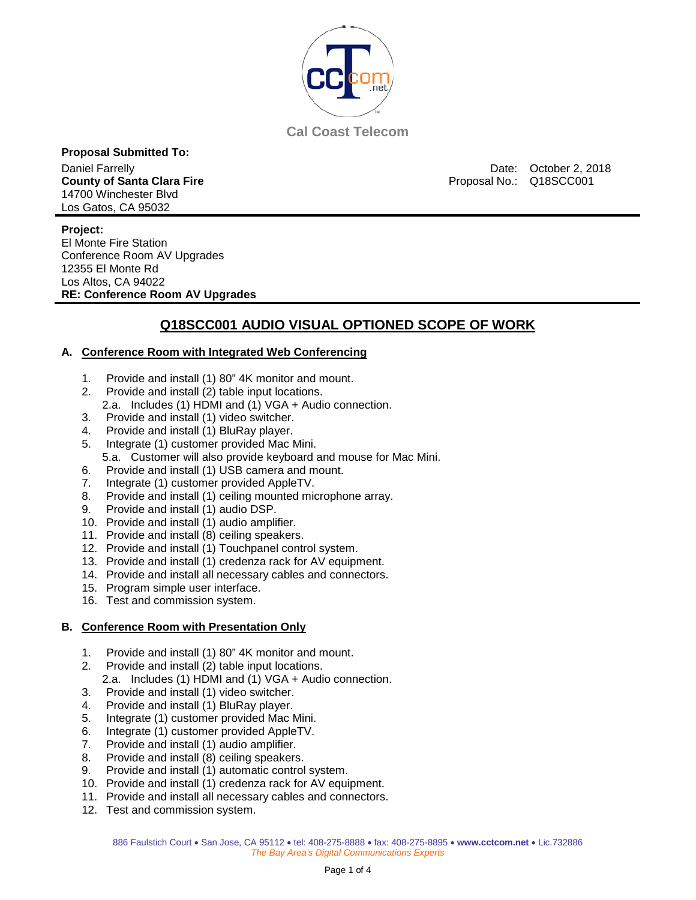Cal Coast Telecom

**Proposal Submitted To:**

Daniel Farrelly
**County of Santa Clara Fire**
14700 Winchester Blvd
Los Gatos, CA 95032

Date: October 2, 2018
Proposal No.: Q18SCC001

**Project:**
El Monte Fire Station
Conference Room AV Upgrades
12355 El Monte Rd
Los Altos, CA 94022
**RE: Conference Room AV Upgrades**

## Q18SCC001 AUDIO VISUAL OPTIONED SCOPE OF WORK

### A. Conference Room with Integrated Web Conferencing

1. Provide and install (1) 80" 4K monitor and mount.
2. Provide and install (2) table input locations.
   - 2.a. Includes (1) HDMI and (1) VGA + Audio connection.
3. Provide and install (1) video switcher.
4. Provide and install (1) BluRay player.
5. Integrate (1) customer provided Mac Mini.
   - 5.a. Customer will also provide keyboard and mouse for Mac Mini.
6. Provide and install (1) USB camera and mount.
7. Integrate (1) customer provided AppleTV.
8. Provide and install (1) ceiling mounted microphone array.
9. Provide and install (1) audio DSP.
10. Provide and install (1) audio amplifier.
11. Provide and install (8) ceiling speakers.
12. Provide and install (1) Touchpanel control system.
13. Provide and install (1) credenza rack for AV equipment.
14. Provide and install all necessary cables and connectors.
15. Program simple user interface.
16. Test and commission system.

### B. Conference Room with Presentation Only

1. Provide and install (1) 80" 4K monitor and mount.
2. Provide and install (2) table input locations.
   - 2.a. Includes (1) HDMI and (1) VGA + Audio connection.
3. Provide and install (1) video switcher.
4. Provide and install (1) BluRay player.
5. Integrate (1) customer provided Mac Mini.
6. Integrate (1) customer provided AppleTV.
7. Provide and install (1) audio amplifier.
8. Provide and install (8) ceiling speakers.
9. Provide and install (1) automatic control system.
10. Provide and install (1) credenza rack for AV equipment.
11. Provide and install all necessary cables and connectors.
12. Test and commission system.

886 Faulstich Court • San Jose, CA 95112 • tel: 408-275-8888 • fax: 408-275-8895 • **www.cctcom.net** • Lic.732886
*The Bay Area's Digital Communications Experts*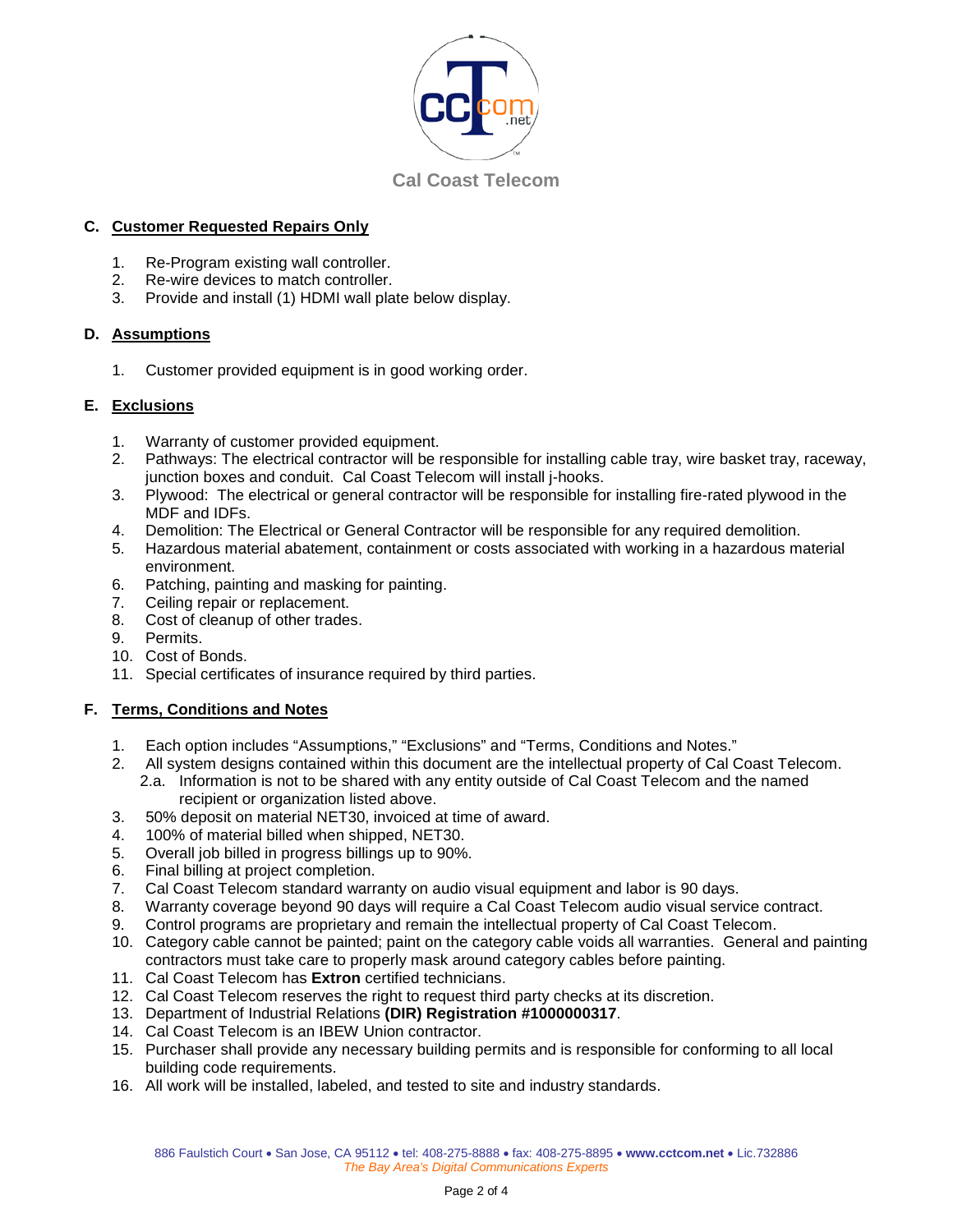Cal Coast Telecom

## C. Customer Requested Repairs Only

1. Re-Program existing wall controller.
2. Re-wire devices to match controller.
3. Provide and install (1) HDMI wall plate below display.

## D. Assumptions

1. Customer provided equipment is in good working order.

## E. Exclusions

1. Warranty of customer provided equipment.
2. Pathways: The electrical contractor will be responsible for installing cable tray, wire basket tray, raceway, junction boxes and conduit. Cal Coast Telecom will install j-hooks.
3. Plywood: The electrical or general contractor will be responsible for installing fire-rated plywood in the MDF and IDFs.
4. Demolition: The Electrical or General Contractor will be responsible for any required demolition.
5. Hazardous material abatement, containment or costs associated with working in a hazardous material environment.
6. Patching, painting and masking for painting.
7. Ceiling repair or replacement.
8. Cost of cleanup of other trades.
9. Permits.
10. Cost of Bonds.
11. Special certificates of insurance required by third parties.

## F. Terms, Conditions and Notes

1. Each option includes "Assumptions," "Exclusions" and "Terms, Conditions and Notes."
2. All system designs contained within this document are the intellectual property of Cal Coast Telecom.
   - 2.a. Information is not to be shared with any entity outside of Cal Coast Telecom and the named recipient or organization listed above.
3. 50% deposit on material NET30, invoiced at time of award.
4. 100% of material billed when shipped, NET30.
5. Overall job billed in progress billings up to 90%.
6. Final billing at project completion.
7. Cal Coast Telecom standard warranty on audio visual equipment and labor is 90 days.
8. Warranty coverage beyond 90 days will require a Cal Coast Telecom audio visual service contract.
9. Control programs are proprietary and remain the intellectual property of Cal Coast Telecom.
10. Category cable cannot be painted; paint on the category cable voids all warranties. General and painting contractors must take care to properly mask around category cables before painting.
11. Cal Coast Telecom has **Extron** certified technicians.
12. Cal Coast Telecom reserves the right to request third party checks at its discretion.
13. Department of Industrial Relations **(DIR) Registration #1000000317**.
14. Cal Coast Telecom is an IBEW Union contractor.
15. Purchaser shall provide any necessary building permits and is responsible for conforming to all local building code requirements.
16. All work will be installed, labeled, and tested to site and industry standards.

886 Faulstich Court • San Jose, CA 95112 • tel: 408-275-8888 • fax: 408-275-8895 • **www.cctcom.net** • Lic.732886
*The Bay Area's Digital Communications Experts*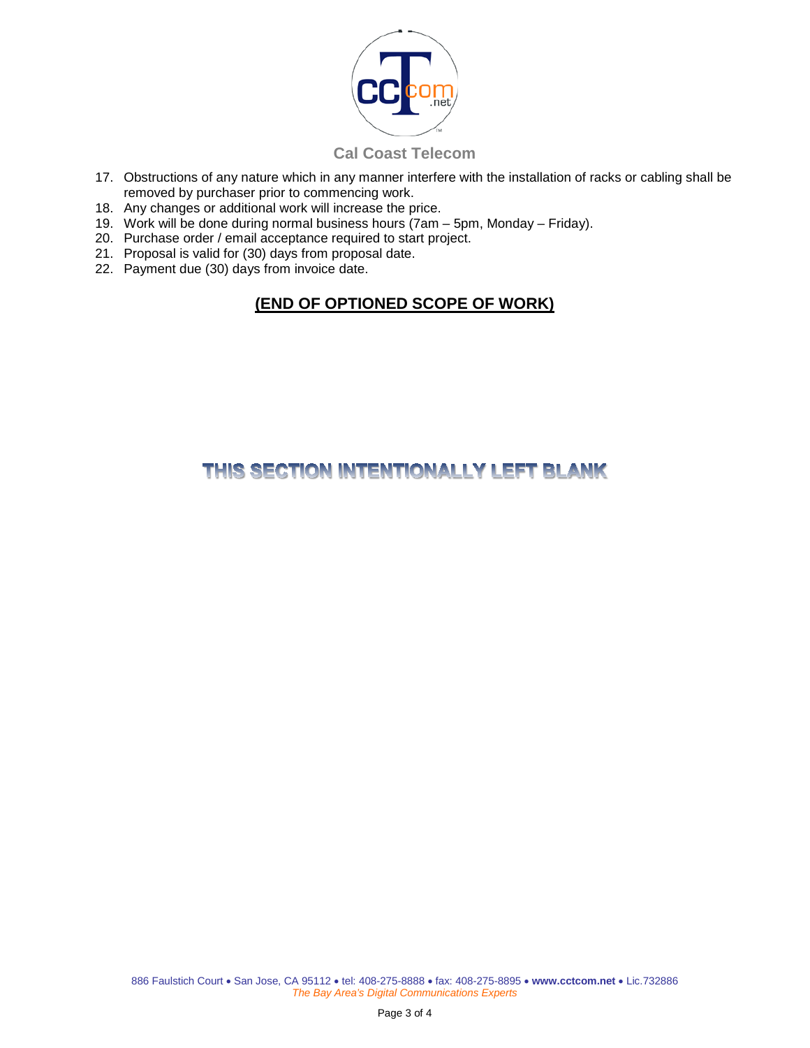17. Obstructions of any nature which in any manner interfere with the installation of racks or cabling shall be removed by purchaser prior to commencing work.
18. Any changes or additional work will increase the price.
19. Work will be done during normal business hours (7am – 5pm, Monday – Friday).
20. Purchase order / email acceptance required to start project.
21. Proposal is valid for (30) days from proposal date.
22. Payment due (30) days from invoice date.

**(END OF OPTIONED SCOPE OF WORK)**

**THIS SECTION INTENTIONALLY LEFT BLANK**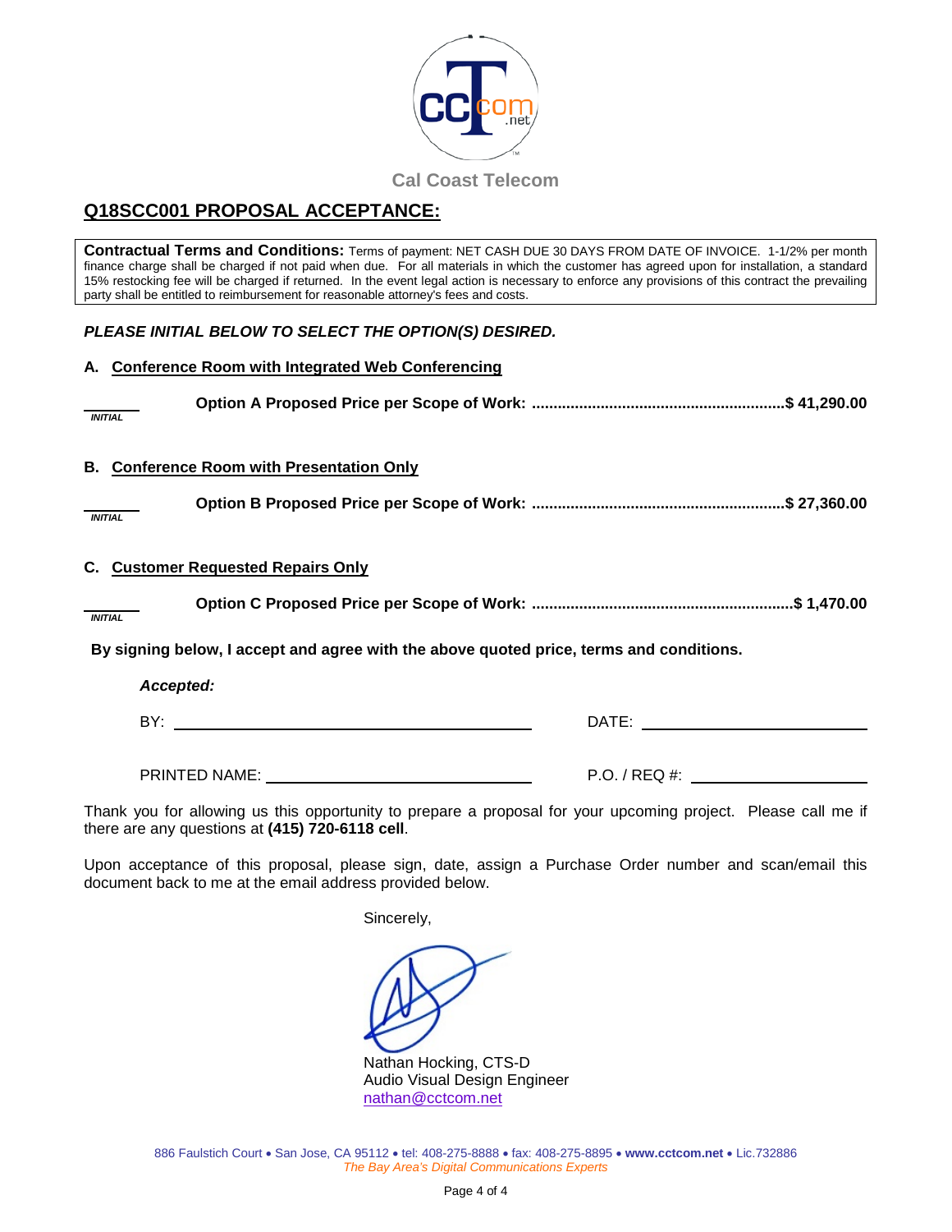Cal Coast Telecom

## Q18SCC001 PROPOSAL ACCEPTANCE:

**Contractual Terms and Conditions:** Terms of payment: NET CASH DUE 30 DAYS FROM DATE OF INVOICE. 1-1/2% per month finance charge shall be charged if not paid when due. For all materials in which the customer has agreed upon for installation, a standard 15% restocking fee will be charged if returned. In the event legal action is necessary to enforce any provisions of this contract the prevailing party shall be entitled to reimbursement for reasonable attorney's fees and costs.

***PLEASE INITIAL BELOW TO SELECT THE OPTION(S) DESIRED.***

**A. Conference Room with Integrated Web Conferencing**

_______ INITIAL

**Option A Proposed Price per Scope of Work: .......................................................$ 41,290.00**

**B. Conference Room with Presentation Only**

_______ INITIAL

**Option B Proposed Price per Scope of Work: .......................................................$ 27,360.00**

**C. Customer Requested Repairs Only**

_______ INITIAL

**Option C Proposed Price per Scope of Work: .........................................................$ 1,470.00**

**By signing below, I accept and agree with the above quoted price, terms and conditions.**

***Accepted:***

BY: ______________________________ DATE: ______________________

PRINTED NAME: ______________________ P.O. / REQ #: ________________

Thank you for allowing us this opportunity to prepare a proposal for your upcoming project. Please call me if there are any questions at **(415) 720-6118 cell**.

Upon acceptance of this proposal, please sign, date, assign a Purchase Order number and scan/email this document back to me at the email address provided below.

Sincerely,

Nathan Hocking, CTS-D
Audio Visual Design Engineer
nathan@cctcom.net

886 Faulstich Court • San Jose, CA 95112 • tel: 408-275-8888 • fax: 408-275-8895 • **www.cctcom.net** • Lic.732886
*The Bay Area's Digital Communications Experts*